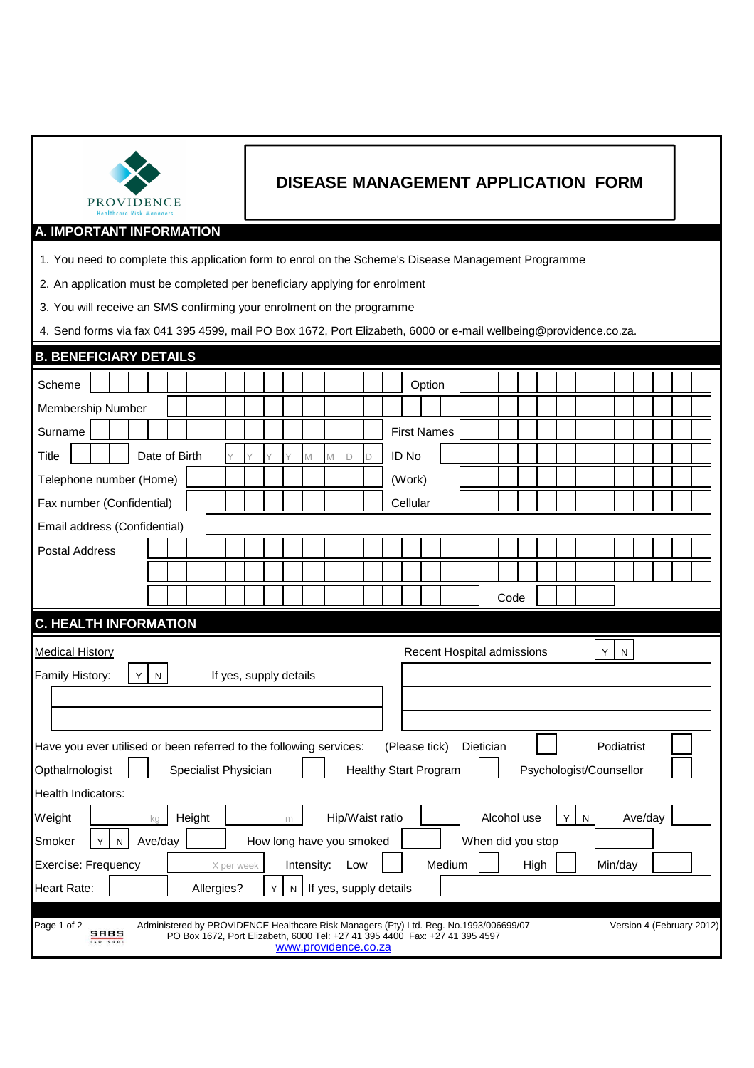PROVIDENCE
Healthcare Risk Managers

# DISEASE MANAGEMENT APPLICATION FORM

## A. IMPORTANT INFORMATION

1. You need to complete this application form to enrol on the Scheme's Disease Management Programme
2. An application must be completed per beneficiary applying for enrolment
3. You will receive an SMS confirming your enrolment on the programme
4. Send forms via fax 041 395 4599, mail PO Box 1672, Port Elizabeth, 6000 or e-mail wellbeing@providence.co.za.

## B. BENEFICIARY DETAILS

Scheme ______ Option ______

Membership Number ______

Surname ______ First Names ______

Title ______ Date of Birth Y Y Y Y M M D D ID No ______

Telephone number (Home) ______ (Work) ______

Fax number (Confidential) ______ Cellular ______

Email address (Confidential) ______

Postal Address ______

______

______ Code ______

## C. HEALTH INFORMATION

Medical History

Family History: Y N If yes, supply details ______

Recent Hospital admissions Y N ______

Have you ever utilised or been referred to the following services: (Please tick) Dietician ☐ Podiatrist ☐ Opthalmologist ☐ Specialist Physician ☐ Healthy Start Program ☐ Psychologist/Counsellor ☐

Health Indicators:

Weight ______ kg Height ______ m Hip/Waist ratio ______ Alcohol use Y N Ave/day ______

Smoker Y N Ave/day ______ How long have you smoked ______ When did you stop ______

Exercise: Frequency ______ X per week Intensity: Low ☐ Medium ☐ High ☐ Min/day ______

Heart Rate: ______ Allergies? Y N If yes, supply details ______

Administered by PROVIDENCE Healthcare Risk Managers (Pty) Ltd. Reg. No.1993/006699/07
PO Box 1672, Port Elizabeth, 6000 Tel: +27 41 395 4400 Fax: +27 41 395 4597
www.providence.co.za

Version 4 (February 2012)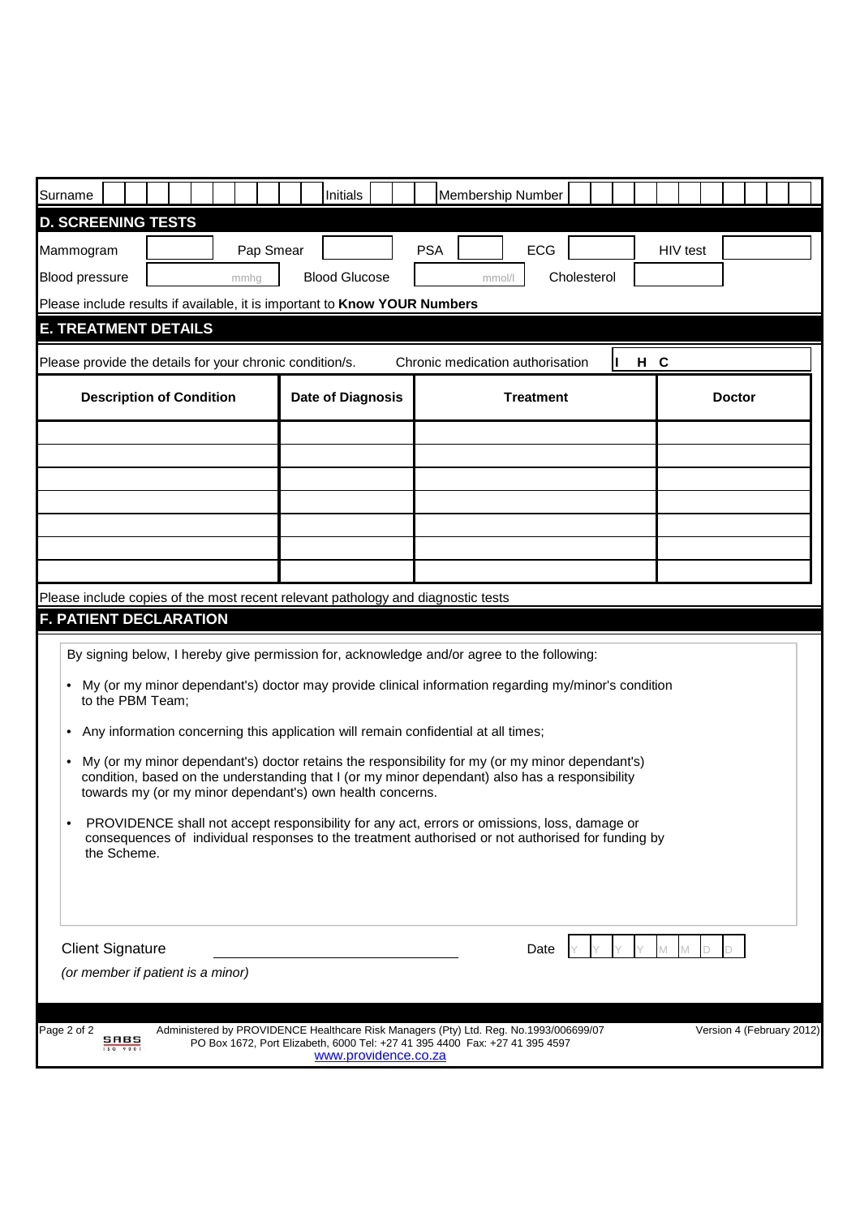Surname | | Initials | | Membership Number | |

## D. SCREENING TESTS

| | | | | | | | | | |
|---|---|---|---|---|---|---|---|---|---|
| Mammogram | | Pap Smear | | PSA | | ECG | | HIV test | |
| Blood pressure | mmhg | Blood Glucose | mmol/l | Cholesterol | | | | | |

Please include results if available, it is important to **Know YOUR Numbers**

## E. TREATMENT DETAILS

Please provide the details for your chronic condition/s. Chronic medication authorisation I H C

| Description of Condition | Date of Diagnosis | Treatment | Doctor |
|---|---|---|---|
| | | | |
| | | | |
| | | | |
| | | | |
| | | | |
| | | | |
| | | | |

Please include copies of the most recent relevant pathology and diagnostic tests

## F. PATIENT DECLARATION

By signing below, I hereby give permission for, acknowledge and/or agree to the following:

- My (or my minor dependant's) doctor may provide clinical information regarding my/minor's condition to the PBM Team;
- Any information concerning this application will remain confidential at all times;
- My (or my minor dependant's) doctor retains the responsibility for my (or my minor dependant's) condition, based on the understanding that I (or my minor dependant) also has a responsibility towards my (or my minor dependant's) own health concerns.
- PROVIDENCE shall not accept responsibility for any act, errors or omissions, loss, damage or consequences of individual responses to the treatment authorised or not authorised for funding by the Scheme.

Client Signature ______________________ Date Y Y Y Y M M D D

*(or member if patient is a minor)*

Administered by PROVIDENCE Healthcare Risk Managers (Pty) Ltd. Reg. No.1993/006699/07
PO Box 1672, Port Elizabeth, 6000 Tel: +27 41 395 4400 Fax: +27 41 395 4597
www.providence.co.za

Version 4 (February 2012)